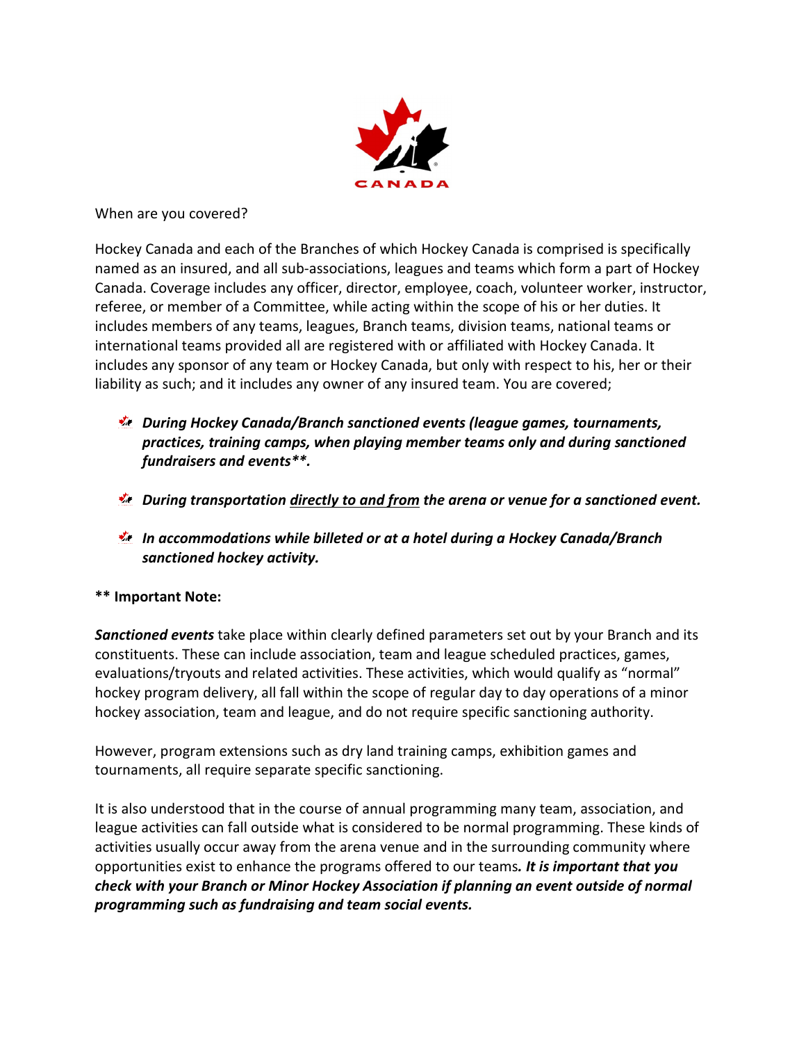When are you covered?

Hockey Canada and each of the Branches of which Hockey Canada is comprised is specifically named as an insured, and all sub-associations, leagues and teams which form a part of Hockey Canada. Coverage includes any officer, director, employee, coach, volunteer worker, instructor, referee, or member of a Committee, while acting within the scope of his or her duties. It includes members of any teams, leagues, Branch teams, division teams, national teams or international teams provided all are registered with or affiliated with Hockey Canada. It includes any sponsor of any team or Hockey Canada, but only with respect to his, her or their liability as such; and it includes any owner of any insured team. You are covered;

- ***During Hockey Canada/Branch sanctioned events (league games, tournaments, practices, training camps, when playing member teams only and during sanctioned fundraisers and events**.***
- ***During transportation <u>directly to and from</u> the arena or venue for a sanctioned event.***
- ***In accommodations while billeted or at a hotel during a Hockey Canada/Branch sanctioned hockey activity.***

**** Important Note:**

***Sanctioned events*** take place within clearly defined parameters set out by your Branch and its constituents. These can include association, team and league scheduled practices, games, evaluations/tryouts and related activities. These activities, which would qualify as "normal" hockey program delivery, all fall within the scope of regular day to day operations of a minor hockey association, team and league, and do not require specific sanctioning authority.

However, program extensions such as dry land training camps, exhibition games and tournaments, all require separate specific sanctioning.

It is also understood that in the course of annual programming many team, association, and league activities can fall outside what is considered to be normal programming. These kinds of activities usually occur away from the arena venue and in the surrounding community where opportunities exist to enhance the programs offered to our teams***. It is important that you check with your Branch or Minor Hockey Association if planning an event outside of normal programming such as fundraising and team social events.***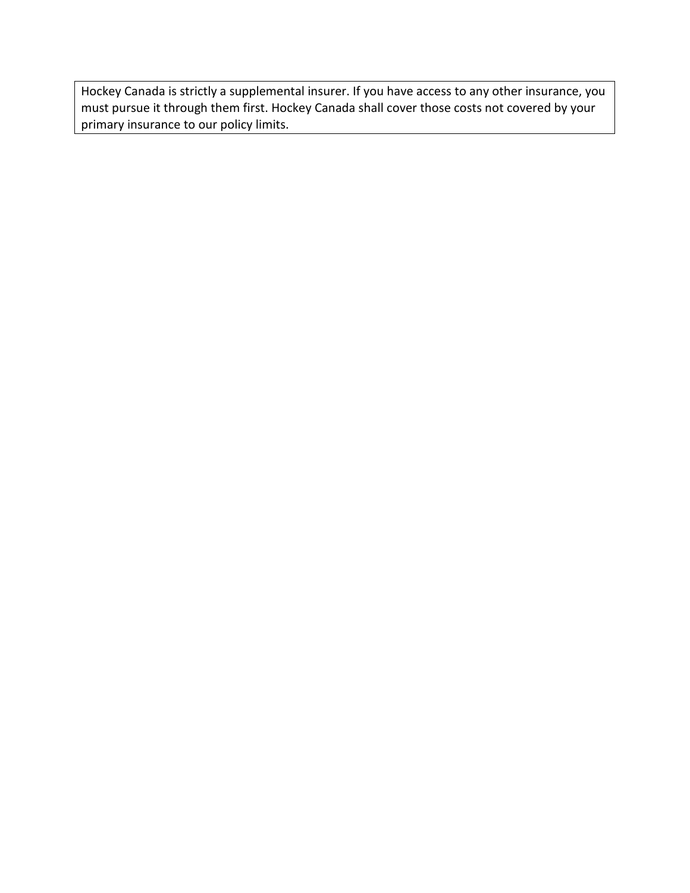Hockey Canada is strictly a supplemental insurer. If you have access to any other insurance, you must pursue it through them first. Hockey Canada shall cover those costs not covered by your primary insurance to our policy limits.